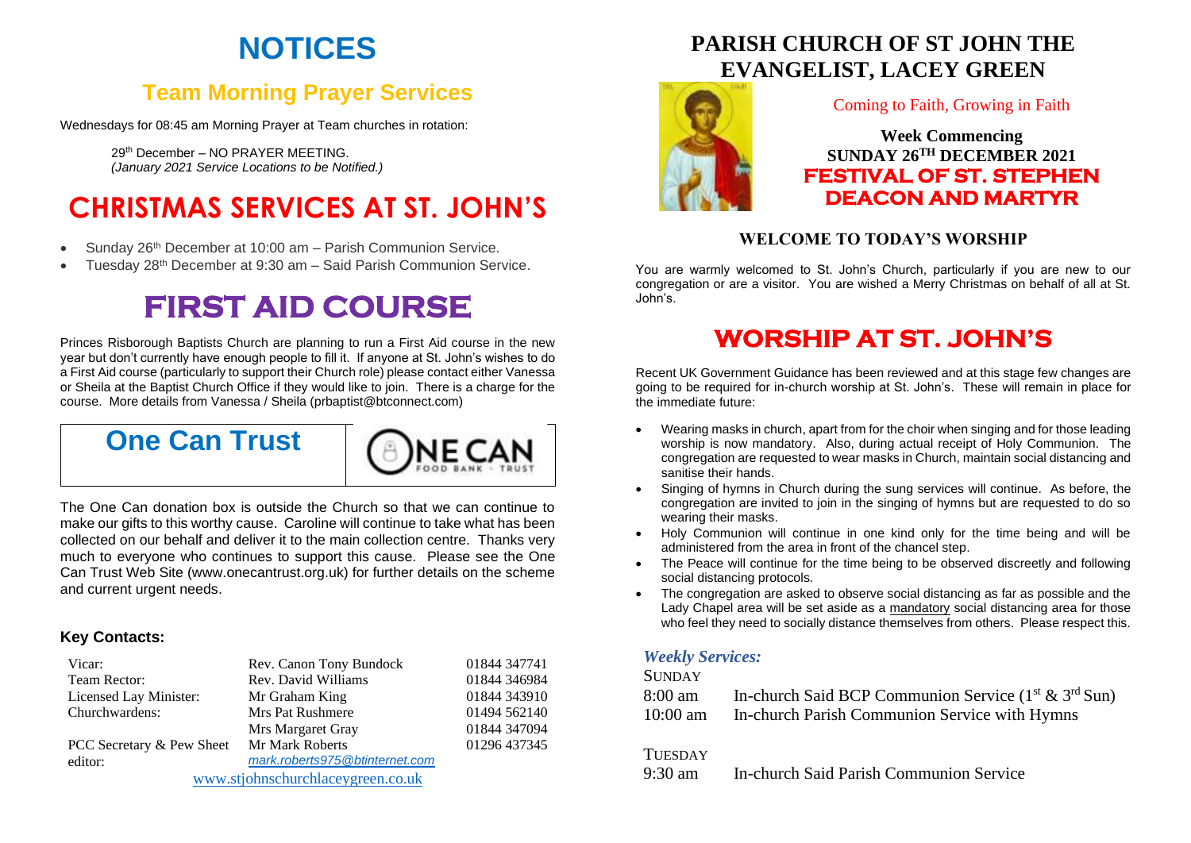# NOTICES

## Team Morning Prayer Services

Wednesdays for 08:45 am Morning Prayer at Team churches in rotation:

29th December – NO PRAYER MEETING.
*(January 2021 Service Locations to be Notified.)*

# CHRISTMAS SERVICES AT ST. JOHN'S

- Sunday 26th December at 10:00 am – Parish Communion Service.
- Tuesday 28th December at 9:30 am – Said Parish Communion Service.

# FIRST AID COURSE

Princes Risborough Baptists Church are planning to run a First Aid course in the new year but don't currently have enough people to fill it. If anyone at St. John's wishes to do a First Aid course (particularly to support their Church role) please contact either Vanessa or Sheila at the Baptist Church Office if they would like to join. There is a charge for the course. More details from Vanessa / Sheila (prbaptist@btconnect.com)

## One Can Trust

ONE CAN FOOD BANK · TRUST

The One Can donation box is outside the Church so that we can continue to make our gifts to this worthy cause. Caroline will continue to take what has been collected on our behalf and deliver it to the main collection centre. Thanks very much to everyone who continues to support this cause. Please see the One Can Trust Web Site (www.onecantrust.org.uk) for further details on the scheme and current urgent needs.

### Key Contacts:

| | | |
|---|---|---|
| Vicar: | Rev. Canon Tony Bundock | 01844 347741 |
| Team Rector: | Rev. David Williams | 01844 346984 |
| Licensed Lay Minister: | Mr Graham King | 01844 343910 |
| Churchwardens: | Mrs Pat Rushmere | 01494 562140 |
| | Mrs Margaret Gray | 01844 347094 |
| PCC Secretary & Pew Sheet editor: | Mr Mark Roberts *mark.roberts975@btinternet.com* | 01296 437345 |

www.stjohnschurchlaceygreen.co.uk

# PARISH CHURCH OF ST JOHN THE EVANGELIST, LACEY GREEN

Coming to Faith, Growing in Faith

**Week Commencing**
**SUNDAY 26TH DECEMBER 2021**
**FESTIVAL OF ST. STEPHEN DEACON AND MARTYR**

### WELCOME TO TODAY'S WORSHIP

You are warmly welcomed to St. John's Church, particularly if you are new to our congregation or are a visitor. You are wished a Merry Christmas on behalf of all at St. John's.

# WORSHIP AT ST. JOHN'S

Recent UK Government Guidance has been reviewed and at this stage few changes are going to be required for in-church worship at St. John's. These will remain in place for the immediate future:

- Wearing masks in church, apart from for the choir when singing and for those leading worship is now mandatory. Also, during actual receipt of Holy Communion. The congregation are requested to wear masks in Church, maintain social distancing and sanitise their hands.
- Singing of hymns in Church during the sung services will continue. As before, the congregation are invited to join in the singing of hymns but are requested to do so wearing their masks.
- Holy Communion will continue in one kind only for the time being and will be administered from the area in front of the chancel step.
- The Peace will continue for the time being to be observed discreetly and following social distancing protocols.
- The congregation are asked to observe social distancing as far as possible and the Lady Chapel area will be set aside as a mandatory social distancing area for those who feel they need to socially distance themselves from others. Please respect this.

### *Weekly Services:*

SUNDAY
8:00 am — In-church Said BCP Communion Service (1st & 3rd Sun)
10:00 am — In-church Parish Communion Service with Hymns

TUESDAY
9:30 am — In-church Said Parish Communion Service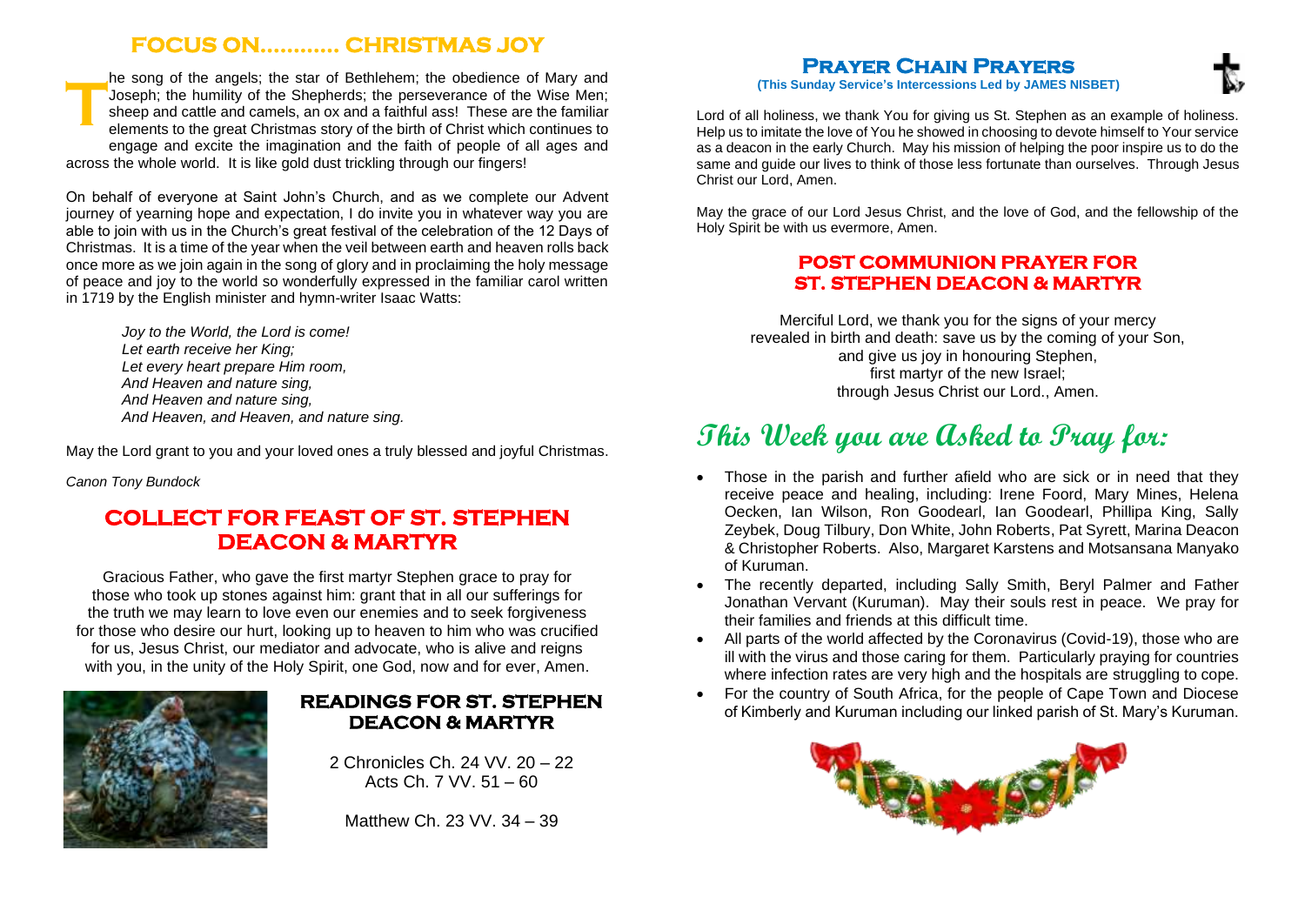## FOCUS ON………… CHRISTMAS JOY

The song of the angels; the star of Bethlehem; the obedience of Mary and Joseph; the humility of the Shepherds; the perseverance of the Wise Men; sheep and cattle and camels, an ox and a faithful ass! These are the familiar elements to the great Christmas story of the birth of Christ which continues to engage and excite the imagination and the faith of people of all ages and across the whole world. It is like gold dust trickling through our fingers!

On behalf of everyone at Saint John's Church, and as we complete our Advent journey of yearning hope and expectation, I do invite you in whatever way you are able to join with us in the Church's great festival of the celebration of the 12 Days of Christmas. It is a time of the year when the veil between earth and heaven rolls back once more as we join again in the song of glory and in proclaiming the holy message of peace and joy to the world so wonderfully expressed in the familiar carol written in 1719 by the English minister and hymn-writer Isaac Watts:

*Joy to the World, the Lord is come!*
*Let earth receive her King;*
*Let every heart prepare Him room,*
*And Heaven and nature sing,*
*And Heaven and nature sing,*
*And Heaven, and Heaven, and nature sing.*

May the Lord grant to you and your loved ones a truly blessed and joyful Christmas.

*Canon Tony Bundock*

## COLLECT FOR FEAST OF ST. STEPHEN DEACON & MARTYR

Gracious Father, who gave the first martyr Stephen grace to pray for those who took up stones against him: grant that in all our sufferings for the truth we may learn to love even our enemies and to seek forgiveness for those who desire our hurt, looking up to heaven to him who was crucified for us, Jesus Christ, our mediator and advocate, who is alive and reigns with you, in the unity of the Holy Spirit, one God, now and for ever, Amen.

### READINGS FOR ST. STEPHEN DEACON & MARTYR

2 Chronicles Ch. 24 VV. 20 – 22
Acts Ch. 7 VV. 51 – 60

Matthew Ch. 23 VV. 34 – 39

## Prayer Chain Prayers

**(This Sunday Service's Intercessions Led by JAMES NISBET)**

Lord of all holiness, we thank You for giving us St. Stephen as an example of holiness. Help us to imitate the love of You he showed in choosing to devote himself to Your service as a deacon in the early Church. May his mission of helping the poor inspire us to do the same and guide our lives to think of those less fortunate than ourselves. Through Jesus Christ our Lord, Amen.

May the grace of our Lord Jesus Christ, and the love of God, and the fellowship of the Holy Spirit be with us evermore, Amen.

### POST COMMUNION PRAYER FOR ST. STEPHEN DEACON & MARTYR

Merciful Lord, we thank you for the signs of your mercy
revealed in birth and death: save us by the coming of your Son,
and give us joy in honouring Stephen,
first martyr of the new Israel;
through Jesus Christ our Lord., Amen.

## This Week you are Asked to Pray for:

- Those in the parish and further afield who are sick or in need that they receive peace and healing, including: Irene Foord, Mary Mines, Helena Oecken, Ian Wilson, Ron Goodearl, Ian Goodearl, Phillipa King, Sally Zeybek, Doug Tilbury, Don White, John Roberts, Pat Syrett, Marina Deacon & Christopher Roberts. Also, Margaret Karstens and Motsansana Manyako of Kuruman.
- The recently departed, including Sally Smith, Beryl Palmer and Father Jonathan Vervant (Kuruman). May their souls rest in peace. We pray for their families and friends at this difficult time.
- All parts of the world affected by the Coronavirus (Covid-19), those who are ill with the virus and those caring for them. Particularly praying for countries where infection rates are very high and the hospitals are struggling to cope.
- For the country of South Africa, for the people of Cape Town and Diocese of Kimberly and Kuruman including our linked parish of St. Mary's Kuruman.